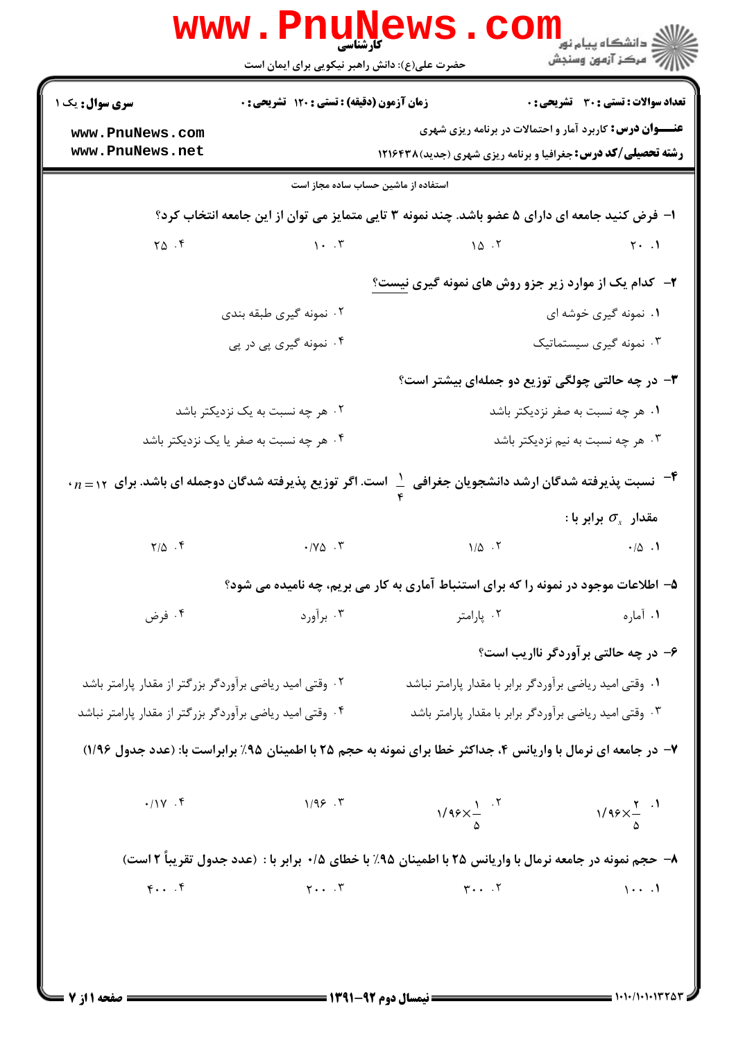**سری سوال:** یک ۱

**زمان آزمون (دقیقه) : تستی : ۱۲۰ تشریحی : ۰**

**تعداد سوالات : تستی : ۳۰ تشریحی : ۰**

**عنـــوان درس:** کاربرد آمار و احتمالات در برنامه ریزی شهری

**رشته تحصیلی/کد درس:** جغرافیا و برنامه ریزی شهری (جدید)۱۲۱۶۴۳۸

استفاده از ماشین حساب ساده مجاز است

**۱- فرض کنید جامعه ای دارای ۵ عضو باشد. چند نمونه ۳ تایی متمایز می توان از این جامعه انتخاب کرد؟**

۱. ۲۰
۲. ۱۵
۳. ۱۰
۴. ۲۵

**۲- کدام یک از موارد زیر جزو روش های نمونه گیری نیست؟**

۱. نمونه گیری خوشه ای
۲. نمونه گیری طبقه بندی
۳. نمونه گیری سیستماتیک
۴. نمونه گیری پی در پی

**۳- در چه حالتی چولگی توزیع دو جمله‌ای بیشتر است؟**

۱. هر چه نسبت به صفر نزدیکتر باشد
۲. هر چه نسبت به یک نزدیکتر باشد
۳. هر چه نسبت به نیم نزدیکتر باشد
۴. هر چه نسبت به صفر یا یک نزدیکتر باشد

**۴- نسبت پذیرفته شدگان ارشد دانشجویان جغرافی $\frac{1}{4}$ است. اگر توزیع پذیرفته شدگان دوجمله ای باشد. برای $n=12$، مقدار $\sigma_x$ برابر با :**

۱. ۰/۵
۲. ۱/۵
۳. ۰/۷۵
۴. ۲/۵

**۵- اطلاعات موجود در نمونه را که برای استنباط آماری به کار می بریم، چه نامیده می شود؟**

۱. آماره
۲. پارامتر
۳. برآورد
۴. فرض

**۶- در چه حالتی برآوردگر ناااریب است؟**

۱. وقتی امید ریاضی برآوردگر برابر با مقدار پارامتر نباشد
۲. وقتی امید ریاضی برآوردگر بزرگتر از مقدار پارامتر باشد
۳. وقتی امید ریاضی برآوردگر برابر با مقدار پارامتر باشد
۴. وقتی امید ریاضی برآوردگر بزرگتر از مقدار پارامتر نباشد

**۷- در جامعه ای نرمال با واریانس ۴، جداکثر خطا برای نمونه به حجم ۲۵ با اطمینان ۹۵٪ برابراست با: (عدد جدول ۱/۹۶)**

۱. $1/96\times\frac{2}{5}$
۲. $1/96\times\frac{1}{5}$
۳. ۱/۹۶
۴. ۰/۱۷

**۸- حجم نمونه در جامعه نرمال با واریانس ۲۵ با اطمینان ۹۵٪ با خطای ۰/۵ برابر با : (عدد جدول تقریباً ۲ است)**

۱. ۱۰۰
۲. ۳۰۰
۳. ۲۰۰
۴. ۴۰۰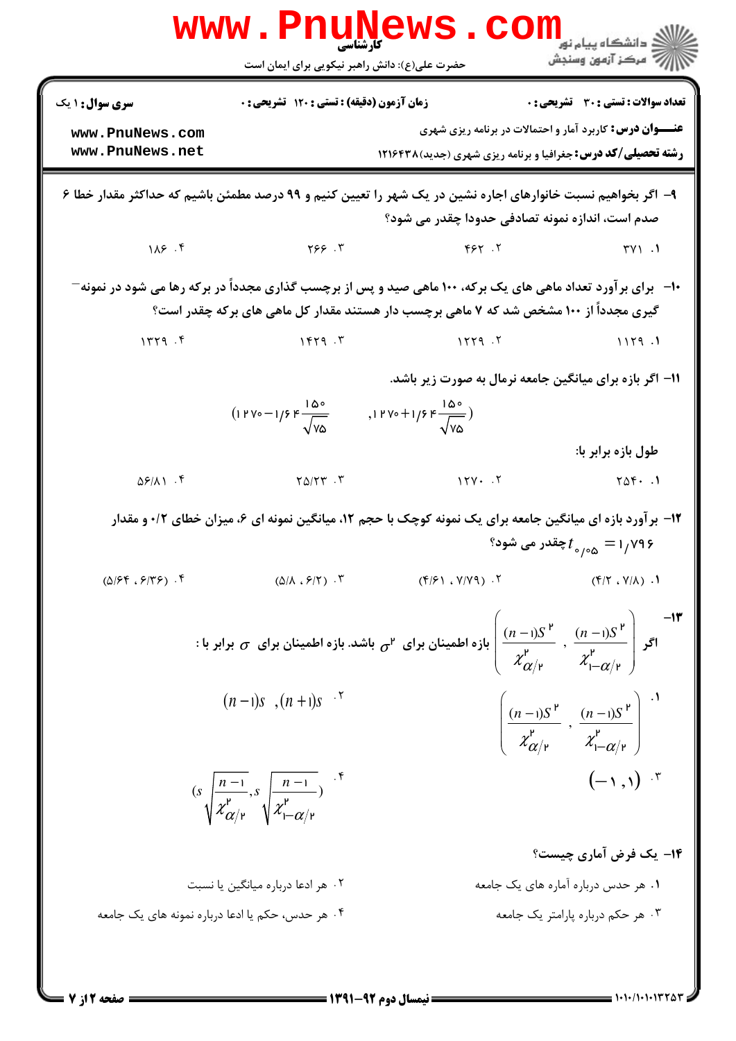۹- اگر بخواهیم نسبت خانوارهای اجاره نشین در یک شهر را تعیین کنیم و ۹۹ درصد مطمئن باشیم که حداکثر مقدار خطا ۶ صدم است، اندازه نمونه تصادفی حدودا چقدر می شود؟

۱. ۳۷۱

۲. ۴۶۲

۳. ۲۶۶

۴. ۱۸۶

۱۰- برای برآورد تعداد ماهی های یک برکه، ۱۰۰ ماهی صید و پس از برچسب گذاری مجدداً در برکه رها می شود در نمونه- گیری مجدداً از ۱۰۰ مشخص شد که ۷ ماهی برچسب دار هستند مقدار کل ماهی های برکه چقدر است؟

۱. ۱۱۲۹

۲. ۱۲۲۹

۳. ۱۴۲۹

۴. ۱۳۲۹

۱۱- اگر بازه برای میانگین جامعه نرمال به صورت زیر باشد.

$$\left(1270-1/64\frac{150}{\sqrt{75}}\ ,\ 1270+1/64\frac{150}{\sqrt{75}}\right)$$

طول بازه برابر با:

۱. ۲۵۴۰

۲. ۱۲۷۰

۳. ۲۵/۲۳

۴. ۵۶/۸۱

۱۲- برآورد بازه ای میانگین جامعه برای یک نمونه کوچک با حجم ۱۲، میانگین نمونه ای ۶، میزان خطای ۰/۲ و مقدار $t_{0/05}=1/796$ چقدر می شود؟

۱. (۴/۲ ، ۷/۸)

۲. (۴/۶۱ ، ۷/۷۹)

۳. (۵/۸ ، ۶/۲)

۴. (۵/۶۴ ، ۶/۳۶)

۱۳- اگر $\left(\frac{(n-1)S^2}{\chi^2_{\alpha/2}}\ ,\ \frac{(n-1)S^2}{\chi^2_{1-\alpha/2}}\right)$ بازه اطمینان برای $\sigma^2$ باشد. بازه اطمینان برای $\sigma$ برابر با :

۱. $\left(\frac{(n-1)S^2}{\chi^2_{\alpha/2}}\ ,\ \frac{(n-1)S^2}{\chi^2_{1-\alpha/2}}\right)$

۲. $(n-1)s\ ,(n+1)s$

۳. $(-1\ ,1)$

۴. $\left(s\sqrt{\frac{n-1}{\chi^2_{\alpha/2}}},s\sqrt{\frac{n-1}{\chi^2_{1-\alpha/2}}}\right)$

۱۴- یک فرض آماری چیست؟

۱. هر حدس درباره آماره های یک جامعه

۲. هر ادعا درباره میانگین یا نسبت

۳. هر حکم درباره پارامتر یک جامعه

۴. هر حدس، حکم یا ادعا درباره نمونه های یک جامعه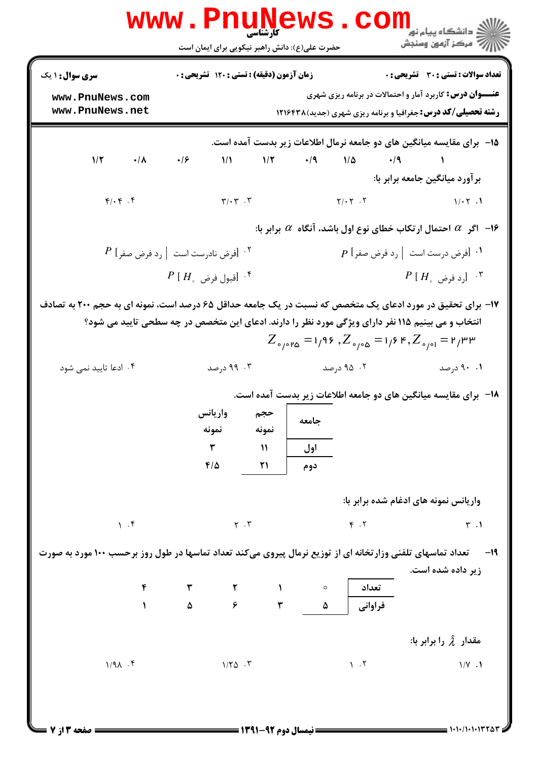**۱۵-** برای مقایسه میانگین های دو جامعه نرمال اطلاعات زیر بدست آمده است.

۱ &nbsp;&nbsp; ۰/۹ &nbsp;&nbsp; ۱/۵ &nbsp;&nbsp; ۰/۹ &nbsp;&nbsp; ۱/۲ &nbsp;&nbsp; ۱/۱ &nbsp;&nbsp; ۰/۶ &nbsp;&nbsp; ۰/۸ &nbsp;&nbsp; ۱/۲

برآورد میانگین جامعه برابر با:

۱. ۱/۰۲ &nbsp;&nbsp; ۲. ۲/۰۲ &nbsp;&nbsp; ۳. ۳/۰۳ &nbsp;&nbsp; ۴. ۴/۰۴

**۱۶-** اگر $\alpha$ احتمال ارتکاب خطای نوع اول باشد، آنگاه $\alpha$ برابر با:

۱. $P$ [رد فرض صفر | فرض درست است] &nbsp;&nbsp; ۲. $P$ [رد فرض صفر | فرض نادرست است]

۳. $P$ [رد فرض $H_0$] &nbsp;&nbsp; ۴. $P$ [قبول فرض $H_0$]

**۱۷-** برای تحقیق در مورد ادعای یک متخصص که نسبت در یک جامعه حداقل ۶۵ درصد است، نمونه ای به حجم ۲۰۰ به تصادف انتخاب و می بینیم ۱۱۵ نفر دارای ویژگی مورد نظر را دارند. ادعای این متخصص در چه سطحی تایید می شود؟

$$Z_{0/025} = 1/96 \ , Z_{0/05} = 1/64 , Z_{0/01} = 2/33$$

۱. ۹۰ درصد &nbsp;&nbsp; ۲. ۹۵ درصد &nbsp;&nbsp; ۳. ۹۹ درصد &nbsp;&nbsp; ۴. ادعا تایید نمی شود

**۱۸-** برای مقایسه میانگین های دو جامعه اطلاعات زیر بدست آمده است.

| جامعه | حجم نمونه | واریانس نمونه |
|---|---|---|
| اول | ۱۱ | ۳ |
| دوم | ۲۱ | ۴/۵ |

واریانس نمونه های ادغام شده برابر با:

۱. ۳ &nbsp;&nbsp; ۲. ۴ &nbsp;&nbsp; ۳. ۲ &nbsp;&nbsp; ۴. ۱

**۱۹-** تعداد تماسهای تلفنی وزارتخانه ای از توزیع نرمال پیروی می‌کند تعداد تماسها در طول روز برحسب ۱۰۰ مورد به صورت زیر داده شده است.

| تعداد | ۰ | ۱ | ۲ | ۳ | ۴ |
|---|---|---|---|---|---|
| فراوانی | ۵ | ۳ | ۶ | ۵ | ۱ |

مقدار $\hat{\lambda}$ را برابر با:

۱. ۱/۷ &nbsp;&nbsp; ۲. ۱ &nbsp;&nbsp; ۳. ۱/۲۵ &nbsp;&nbsp; ۴. ۱/۹۸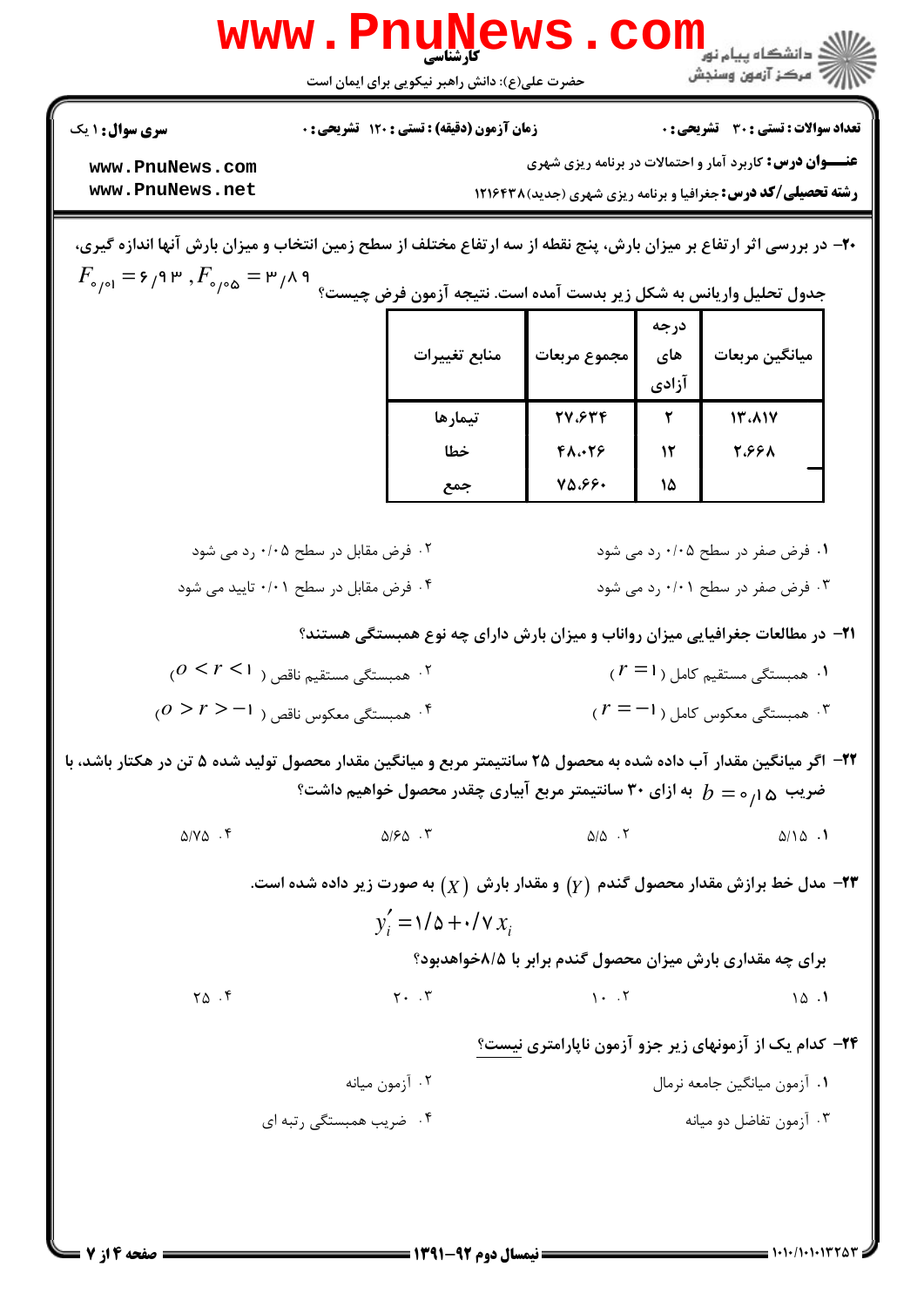۲۰- در بررسی اثر ارتفاع بر میزان بارش، پنج نقطه از سه ارتفاع مختلف از سطح زمین انتخاب و میزان بارش آنها اندازه گیری، جدول تحلیل واریانس به شکل زیر بدست آمده است. نتیجه آزمون فرض چیست؟ $F_{0/01} = 6/93$ , $F_{0/05} = 3/89$

| منابع تغییرات | مجموع مربعات | درجه های آزادی | میانگین مربعات |
|---|---|---|---|
| تیمارها | ۲۷.۶۳۴ | ۲ | ۱۳.۸۱۷ |
| خطا | ۴۸.۰۲۶ | ۱۲ | ۲.۶۶۸ |
| جمع | ۷۵.۶۶۰ | ۱۵ | |

۱. فرض صفر در سطح ۰/۰۵ رد می شود

۲. فرض مقابل در سطح ۰/۰۵ رد می شود

۳. فرض صفر در سطح ۰/۰۱ رد می شود

۴. فرض مقابل در سطح ۰/۰۱ تایید می شود

۲۱- در مطالعات جغرافیایی میزان رواناب و میزان بارش دارای چه نوع همبستگی هستند؟

۱. همبستگی مستقیم کامل ( $r=1$ )

۲. همبستگی مستقیم ناقص ( $0 < r < 1$ )

۳. همبستگی معکوس کامل ( $r=-1$ )

۴. همبستگی معکوس ناقص ( $0 > r > -1$ )

۲۲- اگر میانگین مقدار آب داده شده به محصول ۲۵ سانتیمتر مربع و میانگین مقدار محصول تولید شده ۵ تن در هکتار باشد، با ضریب $b = 0/15$ به ازای ۳۰ سانتیمتر مربع آبیاری چقدر محصول خواهیم داشت؟

۱. ۵/۱۵

۲. ۵/۵

۳. ۵/۶۵

۴. ۵/۷۵

۲۳- مدل خط برازش مقدار محصول گندم $(Y)$ و مقدار بارش $(X)$ به صورت زیر داده شده است.

$$y_i' = 1/5 + 0/7 x_i$$

برای چه مقداری بارش میزان محصول گندم برابر با ۸/۵خواهدبود؟

۱. ۱۵

۲. ۱۰

۳. ۲۰

۴. ۲۵

۲۴- کدام یک از آزمونهای زیر جزو آزمون ناپارامتری نیست؟

۱. آزمون میانگین جامعه نرمال

۲. آزمون میانه

۳. آزمون تفاضل دو میانه

۴. ضریب همبستگی رتبه ای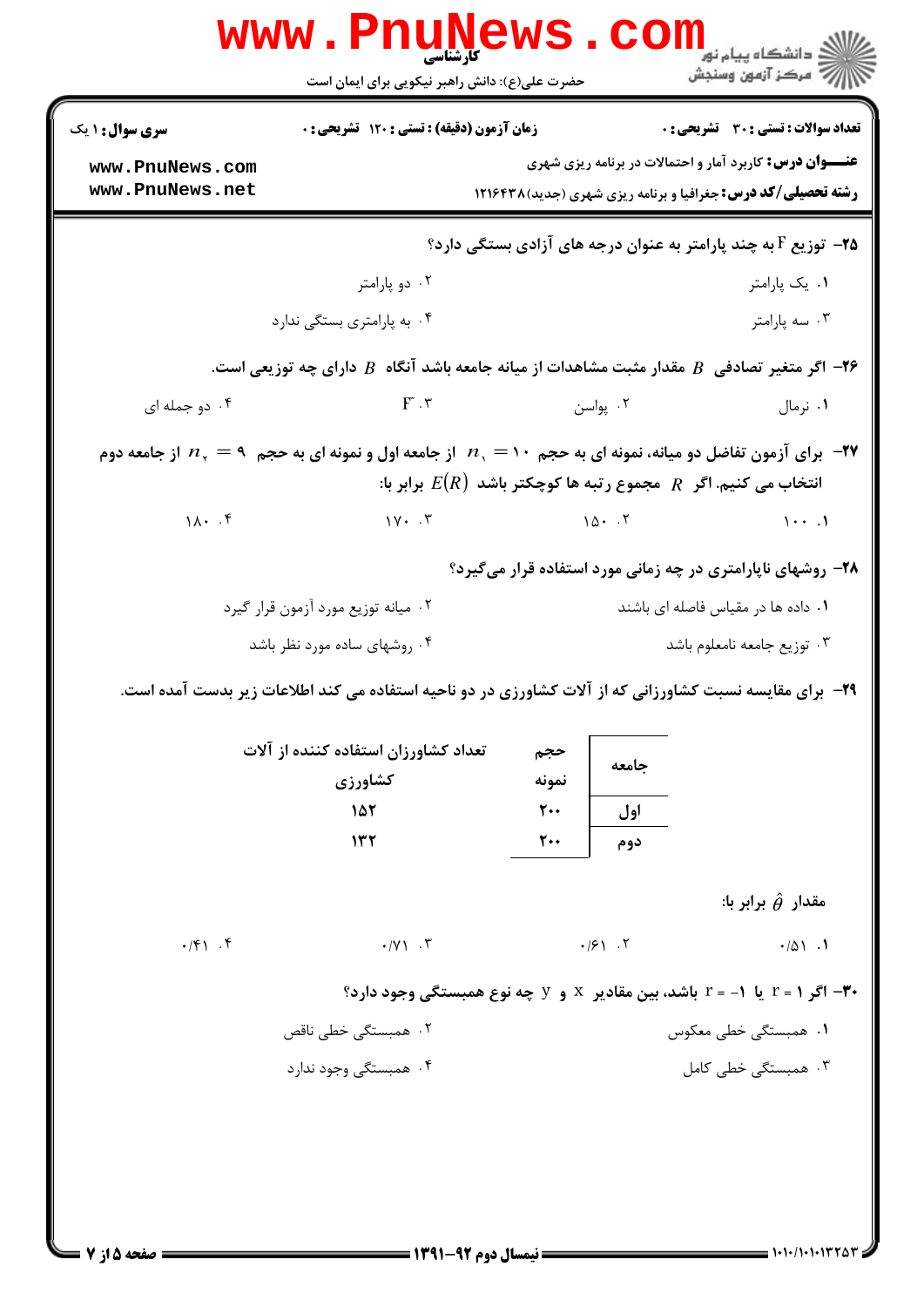۲۵- توزیع F به چند پارامتر به عنوان درجه های آزادی بستگی دارد؟

۱. یک پارامتر

۲. دو پارامتر

۳. سه پارامتر

۴. به پارامتری بستگی ندارد

۲۶- اگر متغیر تصادفی $B$ مقدار مثبت مشاهدات از میانه جامعه باشد آنگاه $B$ دارای چه توزیعی است.

۱. نرمال

۲. پواسن

۳. $F^{3}$

۴. دو جمله ای

۲۷- برای آزمون تفاضل دو میانه، نمونه ای به حجم $n_1 = 10$ از جامعه اول و نمونه ای به حجم $n_2 = 9$ از جامعه دوم انتخاب می کنیم. اگر $R$ مجموع رتبه ها کوچکتر باشد $E(R)$ برابر با:

۱. ۱۰۰

۲. ۱۵۰

۳. ۱۷۰

۴. ۱۸۰

۲۸- روشهای ناپارامتری در چه زمانی مورد استفاده قرار می‌گیرد؟

۱. داده ها در مقیاس فاصله ای باشند

۲. میانه توزیع مورد آزمون قرار گیرد

۳. توزیع جامعه نامعلوم باشد

۴. روشهای ساده مورد نظر باشد

۲۹- برای مقایسه نسبت کشاورزانی که از آلات کشاورزی در دو ناحیه استفاده می کنند اطلاعات زیر بدست آمده است.

| جامعه | حجم نمونه | تعداد کشاورزان استفاده کننده از آلات کشاورزی |
|---|---|---|
| اول | ۲۰۰ | ۱۵۲ |
| دوم | ۲۰۰ | ۱۳۲ |

مقدار $\hat{\theta}$ برابر با:

۱. ۰/۵۱

۲. ۰/۶۱

۳. ۰/۷۱

۴. ۰/۴۱

۳۰- اگر r = ۱ یا r = -۱ باشد، بین مقادیر x و y چه نوع همبستگی وجود دارد؟

۱. همبستگی خطی معکوس

۲. همبستگی خطی ناقص

۳. همبستگی خطی کامل

۴. همبستگی وجود ندارد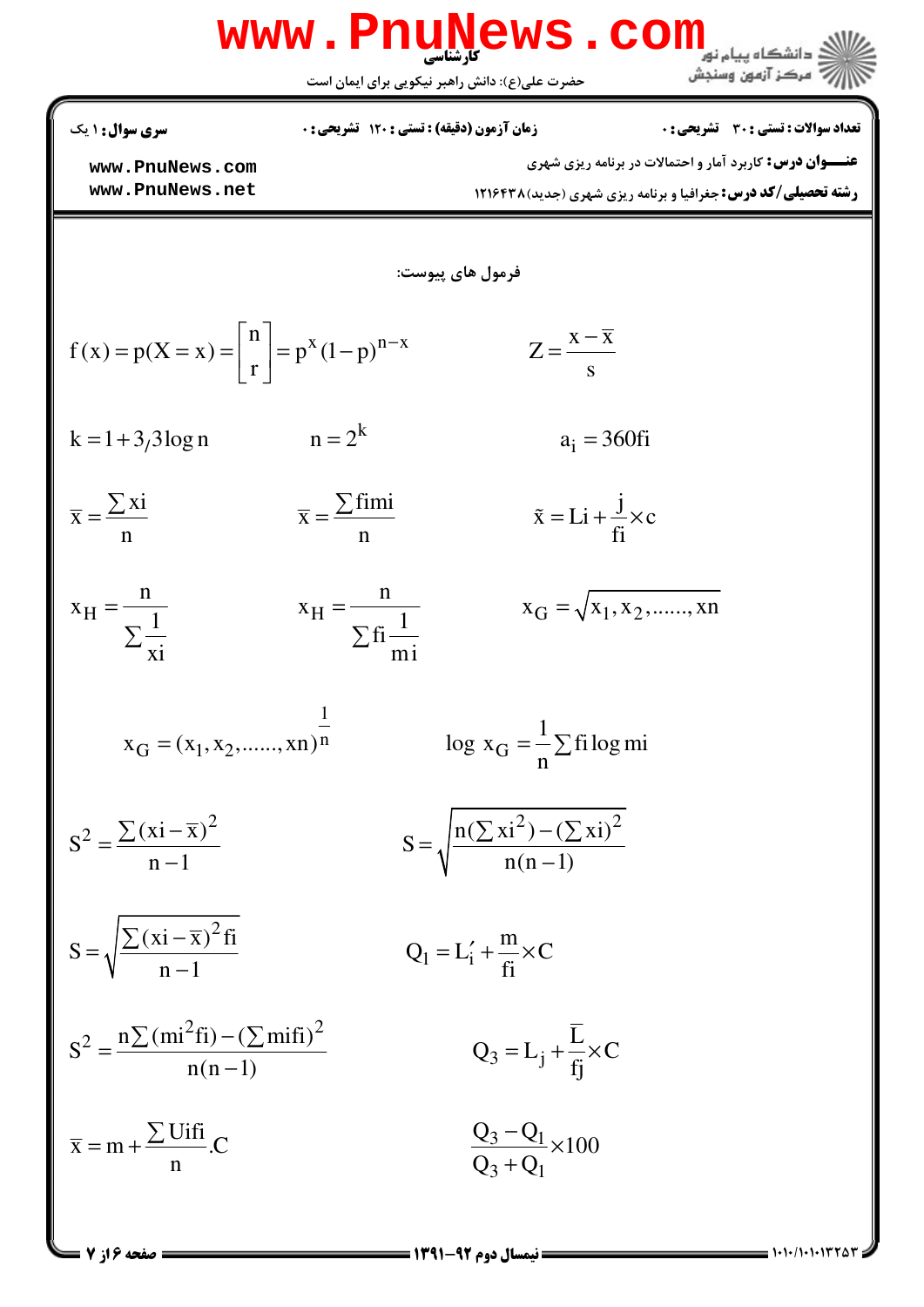فرمول های پیوست:

$$f(x) = p(X = x) = \begin{bmatrix} n \\ r \end{bmatrix} = p^x (1-p)^{n-x}$$

$$Z = \frac{x - \bar{x}}{s}$$

$$k = 1 + 3/3 \log n$$

$$n = 2^k$$

$$a_i = 360fi$$

$$\bar{x} = \frac{\sum xi}{n}$$

$$\bar{x} = \frac{\sum fimi}{n}$$

$$\tilde{x} = Li + \frac{j}{fi} \times c$$

$$x_H = \frac{n}{\sum \frac{1}{xi}}$$

$$x_H = \frac{n}{\sum fi \frac{1}{mi}}$$

$$x_G = \sqrt{x_1, x_2, \ldots\ldots, xn}$$

$$x_G = (x_1, x_2, \ldots\ldots, xn)^{\frac{1}{n}}$$

$$\log\ x_G = \frac{1}{n} \sum fi \log mi$$

$$S^2 = \frac{\sum (xi - \bar{x})^2}{n-1}$$

$$S = \sqrt{\frac{n(\sum xi^2) - (\sum xi)^2}{n(n-1)}}$$

$$S = \sqrt{\frac{\sum (xi - \bar{x})^2 fi}{n-1}}$$

$$Q_1 = L_i' + \frac{m}{fi} \times C$$

$$S^2 = \frac{n\sum (mi^2 fi) - (\sum mifi)^2}{n(n-1)}$$

$$Q_3 = L_j + \frac{\overline{L}}{fj} \times C$$

$$\bar{x} = m + \frac{\sum Uifi}{n}.C$$

$$\frac{Q_3 - Q_1}{Q_3 + Q_1} \times 100$$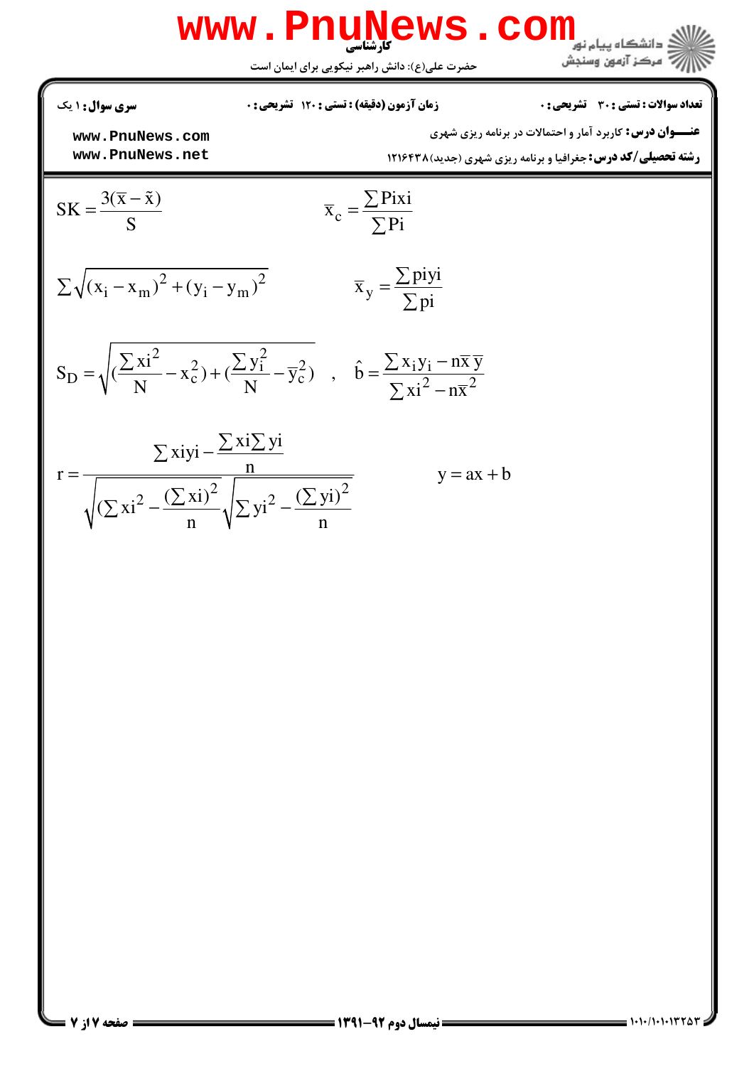**سری سوال:** ۱ یک

**زمان آزمون (دقیقه) : تستی :** ۱۲۰ **تشریحی :** ۰

**تعداد سوالات : تستی :** ۳۰ **تشریحی :** ۰

**عنـــوان درس:** کاربرد آمار و احتمالات در برنامه ریزی شهری

**رشته تحصیلی/کد درس:** جغرافیا و برنامه ریزی شهری (جدید)۱۲۱۶۴۳۸

$$SK = \frac{3(\bar{x} - \tilde{x})}{S}$$

$$\bar{x}_c = \frac{\sum Pixi}{\sum Pi}$$

$$\sum \sqrt{(x_i - x_m)^2 + (y_i - y_m)^2}$$

$$\bar{x}_y = \frac{\sum piyi}{\sum pi}$$

$$S_D = \sqrt{\left(\frac{\sum xi^2}{N} - x_c^2\right) + \left(\frac{\sum y_i^2}{N} - \bar{y}_c^2\right)} \quad , \quad \hat{b} = \frac{\sum x_i y_i - n\bar{x}\,\bar{y}}{\sum xi^2 - n\bar{x}^2}$$

$$r = \frac{\sum xiyi - \dfrac{\sum xi \sum yi}{n}}{\sqrt{\left(\sum xi^2 - \dfrac{(\sum xi)^2}{n}\right.}\sqrt{\sum yi^2 - \dfrac{(\sum yi)^2}{n}}}$$

$$y = ax + b$$